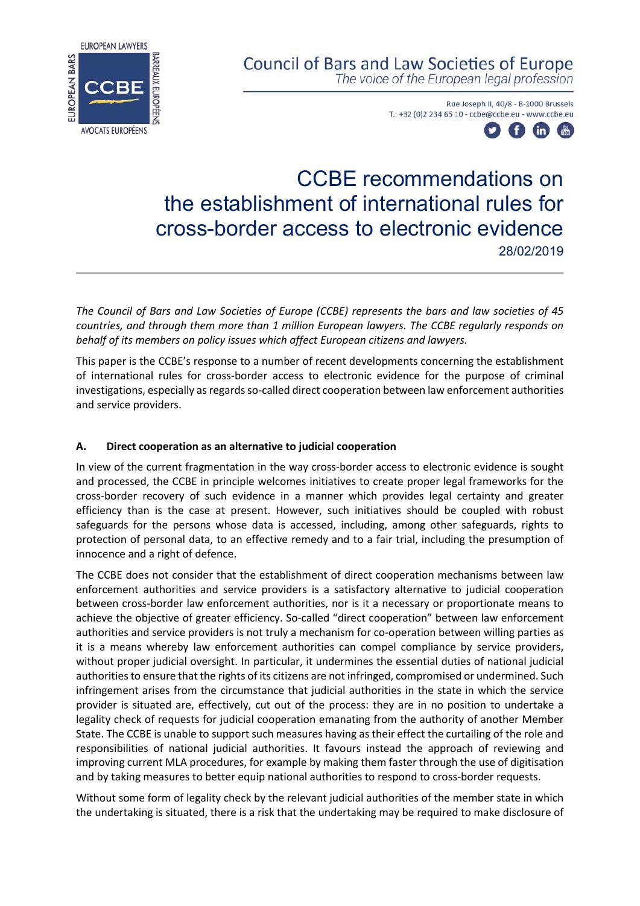Council of Bars and Law Societies of Europe
*The voice of the European legal profession*

Rue Joseph II, 40/8 - B-1000 Brussels
T.: +32 (0)2 234 65 10 - ccbe@ccbe.eu - www.ccbe.eu

# CCBE recommendations on the establishment of international rules for cross-border access to electronic evidence

28/02/2019

*The Council of Bars and Law Societies of Europe (CCBE) represents the bars and law societies of 45 countries, and through them more than 1 million European lawyers. The CCBE regularly responds on behalf of its members on policy issues which affect European citizens and lawyers.*

This paper is the CCBE's response to a number of recent developments concerning the establishment of international rules for cross-border access to electronic evidence for the purpose of criminal investigations, especially as regards so-called direct cooperation between law enforcement authorities and service providers.

## A. Direct cooperation as an alternative to judicial cooperation

In view of the current fragmentation in the way cross-border access to electronic evidence is sought and processed, the CCBE in principle welcomes initiatives to create proper legal frameworks for the cross-border recovery of such evidence in a manner which provides legal certainty and greater efficiency than is the case at present. However, such initiatives should be coupled with robust safeguards for the persons whose data is accessed, including, among other safeguards, rights to protection of personal data, to an effective remedy and to a fair trial, including the presumption of innocence and a right of defence.

The CCBE does not consider that the establishment of direct cooperation mechanisms between law enforcement authorities and service providers is a satisfactory alternative to judicial cooperation between cross-border law enforcement authorities, nor is it a necessary or proportionate means to achieve the objective of greater efficiency. So-called "direct cooperation" between law enforcement authorities and service providers is not truly a mechanism for co-operation between willing parties as it is a means whereby law enforcement authorities can compel compliance by service providers, without proper judicial oversight. In particular, it undermines the essential duties of national judicial authorities to ensure that the rights of its citizens are not infringed, compromised or undermined. Such infringement arises from the circumstance that judicial authorities in the state in which the service provider is situated are, effectively, cut out of the process: they are in no position to undertake a legality check of requests for judicial cooperation emanating from the authority of another Member State. The CCBE is unable to support such measures having as their effect the curtailing of the role and responsibilities of national judicial authorities. It favours instead the approach of reviewing and improving current MLA procedures, for example by making them faster through the use of digitisation and by taking measures to better equip national authorities to respond to cross-border requests.

Without some form of legality check by the relevant judicial authorities of the member state in which the undertaking is situated, there is a risk that the undertaking may be required to make disclosure of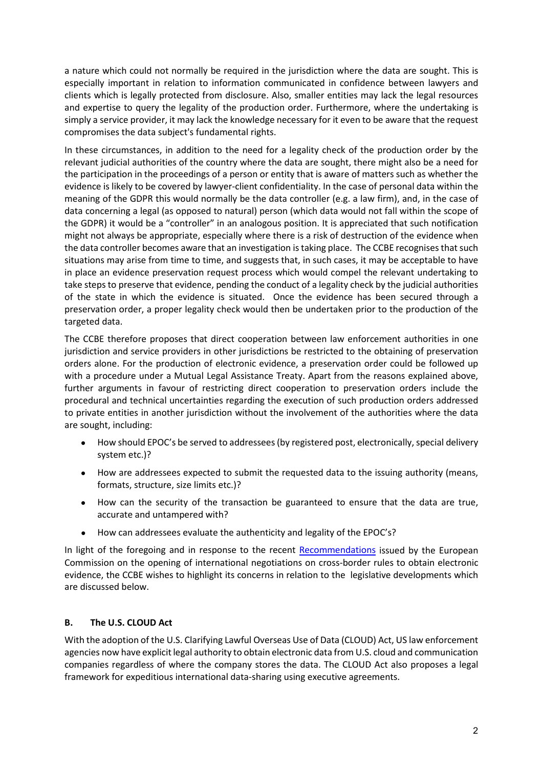a nature which could not normally be required in the jurisdiction where the data are sought. This is especially important in relation to information communicated in confidence between lawyers and clients which is legally protected from disclosure. Also, smaller entities may lack the legal resources and expertise to query the legality of the production order. Furthermore, where the undertaking is simply a service provider, it may lack the knowledge necessary for it even to be aware that the request compromises the data subject's fundamental rights.

In these circumstances, in addition to the need for a legality check of the production order by the relevant judicial authorities of the country where the data are sought, there might also be a need for the participation in the proceedings of a person or entity that is aware of matters such as whether the evidence is likely to be covered by lawyer-client confidentiality. In the case of personal data within the meaning of the GDPR this would normally be the data controller (e.g. a law firm), and, in the case of data concerning a legal (as opposed to natural) person (which data would not fall within the scope of the GDPR) it would be a "controller" in an analogous position. It is appreciated that such notification might not always be appropriate, especially where there is a risk of destruction of the evidence when the data controller becomes aware that an investigation is taking place. The CCBE recognises that such situations may arise from time to time, and suggests that, in such cases, it may be acceptable to have in place an evidence preservation request process which would compel the relevant undertaking to take steps to preserve that evidence, pending the conduct of a legality check by the judicial authorities of the state in which the evidence is situated. Once the evidence has been secured through a preservation order, a proper legality check would then be undertaken prior to the production of the targeted data.

The CCBE therefore proposes that direct cooperation between law enforcement authorities in one jurisdiction and service providers in other jurisdictions be restricted to the obtaining of preservation orders alone. For the production of electronic evidence, a preservation order could be followed up with a procedure under a Mutual Legal Assistance Treaty. Apart from the reasons explained above, further arguments in favour of restricting direct cooperation to preservation orders include the procedural and technical uncertainties regarding the execution of such production orders addressed to private entities in another jurisdiction without the involvement of the authorities where the data are sought, including:

- How should EPOC's be served to addressees (by registered post, electronically, special delivery system etc.)?
- How are addressees expected to submit the requested data to the issuing authority (means, formats, structure, size limits etc.)?
- How can the security of the transaction be guaranteed to ensure that the data are true, accurate and untampered with?
- How can addressees evaluate the authenticity and legality of the EPOC's?

In light of the foregoing and in response to the recent Recommendations issued by the European Commission on the opening of international negotiations on cross-border rules to obtain electronic evidence, the CCBE wishes to highlight its concerns in relation to the legislative developments which are discussed below.

### B. The U.S. CLOUD Act

With the adoption of the U.S. Clarifying Lawful Overseas Use of Data (CLOUD) Act, US law enforcement agencies now have explicit legal authority to obtain electronic data from U.S. cloud and communication companies regardless of where the company stores the data. The CLOUD Act also proposes a legal framework for expeditious international data-sharing using executive agreements.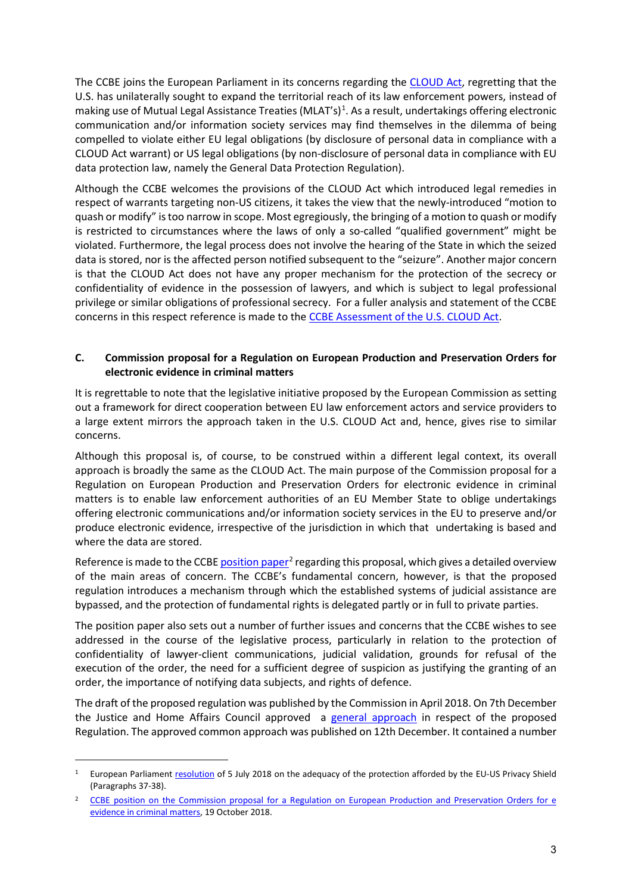The CCBE joins the European Parliament in its concerns regarding the CLOUD Act, regretting that the U.S. has unilaterally sought to expand the territorial reach of its law enforcement powers, instead of making use of Mutual Legal Assistance Treaties (MLAT's)[1]. As a result, undertakings offering electronic communication and/or information society services may find themselves in the dilemma of being compelled to violate either EU legal obligations (by disclosure of personal data in compliance with a CLOUD Act warrant) or US legal obligations (by non-disclosure of personal data in compliance with EU data protection law, namely the General Data Protection Regulation).

Although the CCBE welcomes the provisions of the CLOUD Act which introduced legal remedies in respect of warrants targeting non-US citizens, it takes the view that the newly-introduced "motion to quash or modify" is too narrow in scope. Most egregiously, the bringing of a motion to quash or modify is restricted to circumstances where the laws of only a so-called "qualified government" might be violated. Furthermore, the legal process does not involve the hearing of the State in which the seized data is stored, nor is the affected person notified subsequent to the "seizure". Another major concern is that the CLOUD Act does not have any proper mechanism for the protection of the secrecy or confidentiality of evidence in the possession of lawyers, and which is subject to legal professional privilege or similar obligations of professional secrecy. For a fuller analysis and statement of the CCBE concerns in this respect reference is made to the CCBE Assessment of the U.S. CLOUD Act.

## C. Commission proposal for a Regulation on European Production and Preservation Orders for electronic evidence in criminal matters

It is regrettable to note that the legislative initiative proposed by the European Commission as setting out a framework for direct cooperation between EU law enforcement actors and service providers to a large extent mirrors the approach taken in the U.S. CLOUD Act and, hence, gives rise to similar concerns.

Although this proposal is, of course, to be construed within a different legal context, its overall approach is broadly the same as the CLOUD Act. The main purpose of the Commission proposal for a Regulation on European Production and Preservation Orders for electronic evidence in criminal matters is to enable law enforcement authorities of an EU Member State to oblige undertakings offering electronic communications and/or information society services in the EU to preserve and/or produce electronic evidence, irrespective of the jurisdiction in which that undertaking is based and where the data are stored.

Reference is made to the CCBE position paper[2] regarding this proposal, which gives a detailed overview of the main areas of concern. The CCBE's fundamental concern, however, is that the proposed regulation introduces a mechanism through which the established systems of judicial assistance are bypassed, and the protection of fundamental rights is delegated partly or in full to private parties.

The position paper also sets out a number of further issues and concerns that the CCBE wishes to see addressed in the course of the legislative process, particularly in relation to the protection of confidentiality of lawyer-client communications, judicial validation, grounds for refusal of the execution of the order, the need for a sufficient degree of suspicion as justifying the granting of an order, the importance of notifying data subjects, and rights of defence.

The draft of the proposed regulation was published by the Commission in April 2018. On 7th December the Justice and Home Affairs Council approved a general approach in respect of the proposed Regulation. The approved common approach was published on 12th December. It contained a number

---

[1] European Parliament resolution of 5 July 2018 on the adequacy of the protection afforded by the EU-US Privacy Shield (Paragraphs 37-38).

[2] CCBE position on the Commission proposal for a Regulation on European Production and Preservation Orders for e evidence in criminal matters, 19 October 2018.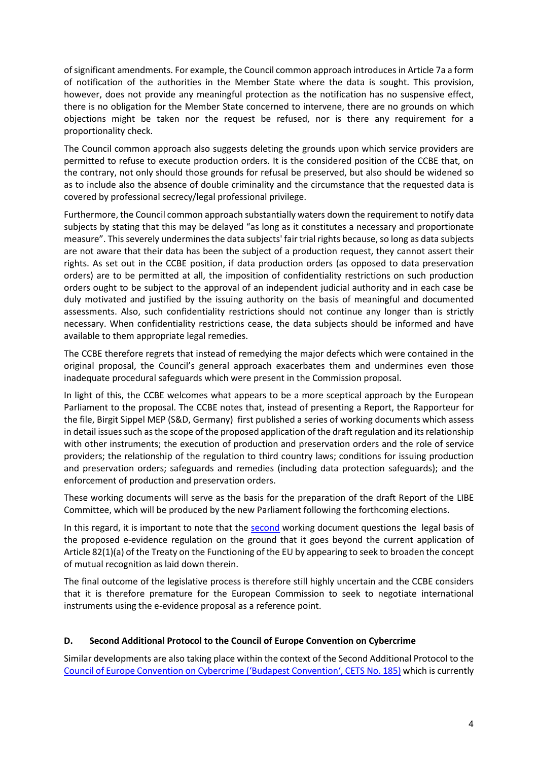of significant amendments. For example, the Council common approach introduces in Article 7a a form of notification of the authorities in the Member State where the data is sought. This provision, however, does not provide any meaningful protection as the notification has no suspensive effect, there is no obligation for the Member State concerned to intervene, there are no grounds on which objections might be taken nor the request be refused, nor is there any requirement for a proportionality check.

The Council common approach also suggests deleting the grounds upon which service providers are permitted to refuse to execute production orders. It is the considered position of the CCBE that, on the contrary, not only should those grounds for refusal be preserved, but also should be widened so as to include also the absence of double criminality and the circumstance that the requested data is covered by professional secrecy/legal professional privilege.

Furthermore, the Council common approach substantially waters down the requirement to notify data subjects by stating that this may be delayed "as long as it constitutes a necessary and proportionate measure". This severely undermines the data subjects' fair trial rights because, so long as data subjects are not aware that their data has been the subject of a production request, they cannot assert their rights. As set out in the CCBE position, if data production orders (as opposed to data preservation orders) are to be permitted at all, the imposition of confidentiality restrictions on such production orders ought to be subject to the approval of an independent judicial authority and in each case be duly motivated and justified by the issuing authority on the basis of meaningful and documented assessments. Also, such confidentiality restrictions should not continue any longer than is strictly necessary. When confidentiality restrictions cease, the data subjects should be informed and have available to them appropriate legal remedies.

The CCBE therefore regrets that instead of remedying the major defects which were contained in the original proposal, the Council's general approach exacerbates them and undermines even those inadequate procedural safeguards which were present in the Commission proposal.

In light of this, the CCBE welcomes what appears to be a more sceptical approach by the European Parliament to the proposal. The CCBE notes that, instead of presenting a Report, the Rapporteur for the file, Birgit Sippel MEP (S&D, Germany) first published a series of working documents which assess in detail issues such as the scope of the proposed application of the draft regulation and its relationship with other instruments; the execution of production and preservation orders and the role of service providers; the relationship of the regulation to third country laws; conditions for issuing production and preservation orders; safeguards and remedies (including data protection safeguards); and the enforcement of production and preservation orders.

These working documents will serve as the basis for the preparation of the draft Report of the LIBE Committee, which will be produced by the new Parliament following the forthcoming elections.

In this regard, it is important to note that the second working document questions the legal basis of the proposed e-evidence regulation on the ground that it goes beyond the current application of Article 82(1)(a) of the Treaty on the Functioning of the EU by appearing to seek to broaden the concept of mutual recognition as laid down therein.

The final outcome of the legislative process is therefore still highly uncertain and the CCBE considers that it is therefore premature for the European Commission to seek to negotiate international instruments using the e-evidence proposal as a reference point.

## D. Second Additional Protocol to the Council of Europe Convention on Cybercrime

Similar developments are also taking place within the context of the Second Additional Protocol to the Council of Europe Convention on Cybercrime ('Budapest Convention', CETS No. 185) which is currently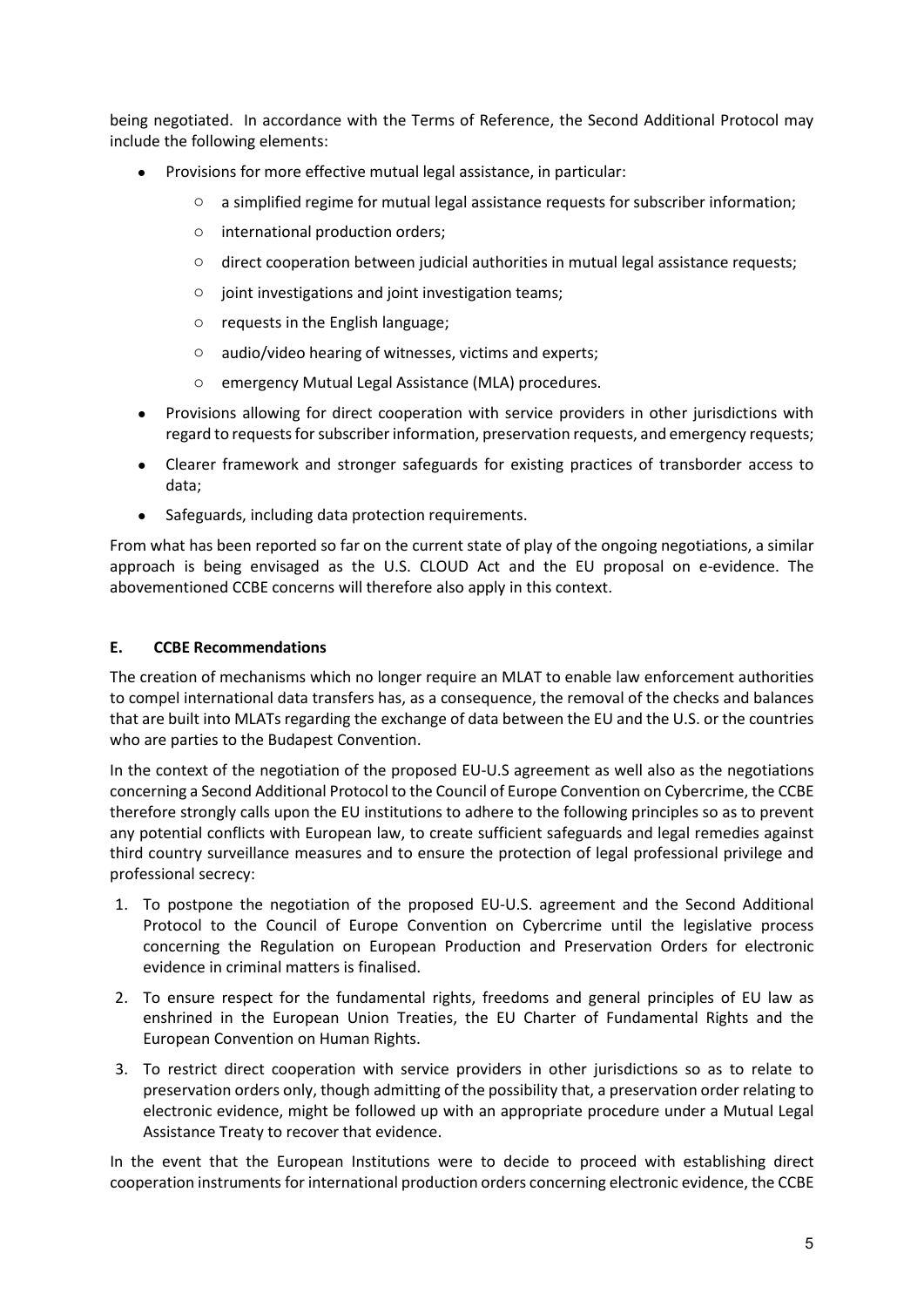being negotiated. In accordance with the Terms of Reference, the Second Additional Protocol may include the following elements:

- Provisions for more effective mutual legal assistance, in particular:
  - a simplified regime for mutual legal assistance requests for subscriber information;
  - international production orders;
  - direct cooperation between judicial authorities in mutual legal assistance requests;
  - joint investigations and joint investigation teams;
  - requests in the English language;
  - audio/video hearing of witnesses, victims and experts;
  - emergency Mutual Legal Assistance (MLA) procedures.
- Provisions allowing for direct cooperation with service providers in other jurisdictions with regard to requests for subscriber information, preservation requests, and emergency requests;
- Clearer framework and stronger safeguards for existing practices of transborder access to data;
- Safeguards, including data protection requirements.

From what has been reported so far on the current state of play of the ongoing negotiations, a similar approach is being envisaged as the U.S. CLOUD Act and the EU proposal on e-evidence. The abovementioned CCBE concerns will therefore also apply in this context.

## E. CCBE Recommendations

The creation of mechanisms which no longer require an MLAT to enable law enforcement authorities to compel international data transfers has, as a consequence, the removal of the checks and balances that are built into MLATs regarding the exchange of data between the EU and the U.S. or the countries who are parties to the Budapest Convention.

In the context of the negotiation of the proposed EU-U.S agreement as well also as the negotiations concerning a Second Additional Protocol to the Council of Europe Convention on Cybercrime, the CCBE therefore strongly calls upon the EU institutions to adhere to the following principles so as to prevent any potential conflicts with European law, to create sufficient safeguards and legal remedies against third country surveillance measures and to ensure the protection of legal professional privilege and professional secrecy:

1. To postpone the negotiation of the proposed EU-U.S. agreement and the Second Additional Protocol to the Council of Europe Convention on Cybercrime until the legislative process concerning the Regulation on European Production and Preservation Orders for electronic evidence in criminal matters is finalised.
2. To ensure respect for the fundamental rights, freedoms and general principles of EU law as enshrined in the European Union Treaties, the EU Charter of Fundamental Rights and the European Convention on Human Rights.
3. To restrict direct cooperation with service providers in other jurisdictions so as to relate to preservation orders only, though admitting of the possibility that, a preservation order relating to electronic evidence, might be followed up with an appropriate procedure under a Mutual Legal Assistance Treaty to recover that evidence.

In the event that the European Institutions were to decide to proceed with establishing direct cooperation instruments for international production orders concerning electronic evidence, the CCBE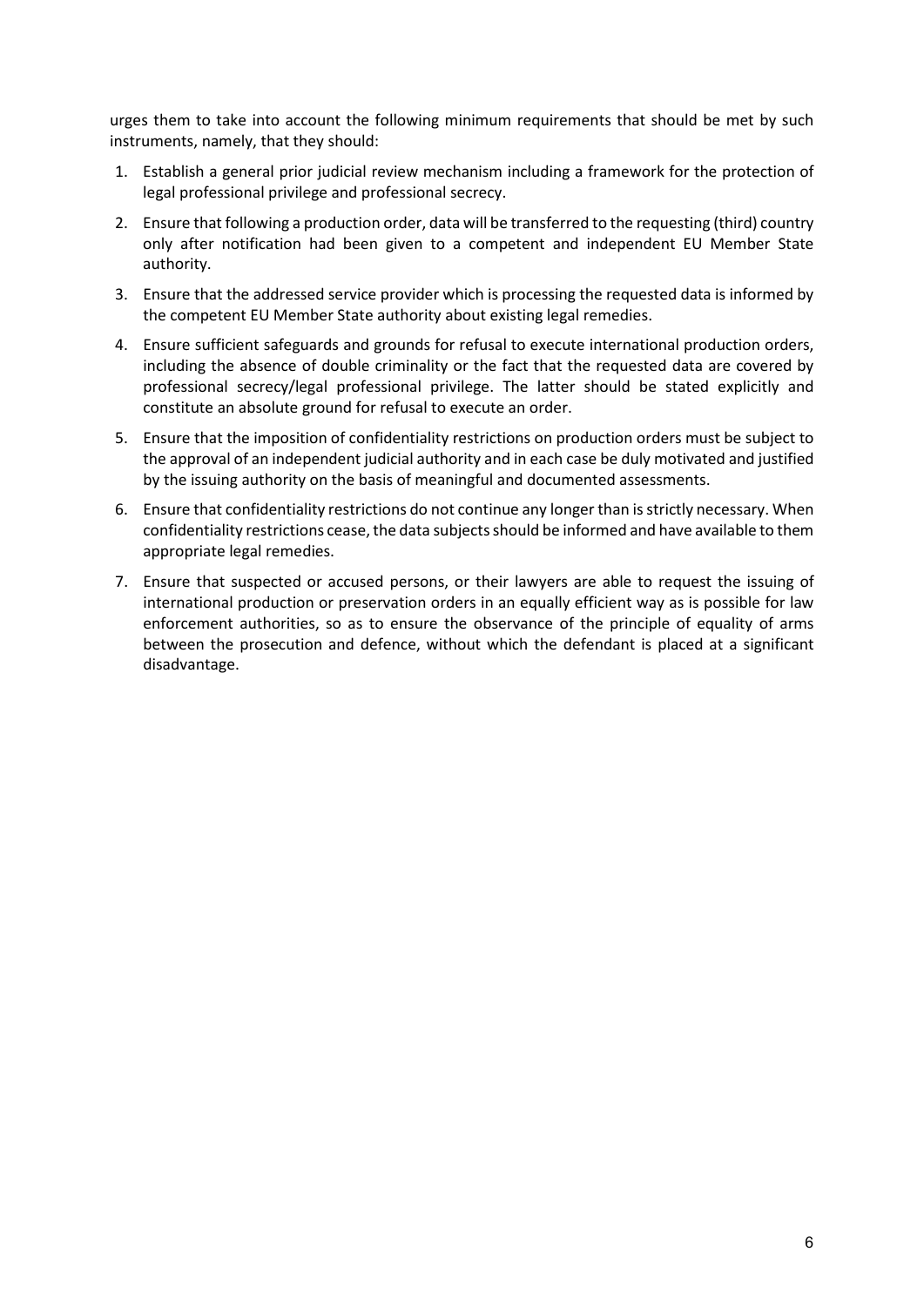urges them to take into account the following minimum requirements that should be met by such instruments, namely, that they should:

1. Establish a general prior judicial review mechanism including a framework for the protection of legal professional privilege and professional secrecy.
2. Ensure that following a production order, data will be transferred to the requesting (third) country only after notification had been given to a competent and independent EU Member State authority.
3. Ensure that the addressed service provider which is processing the requested data is informed by the competent EU Member State authority about existing legal remedies.
4. Ensure sufficient safeguards and grounds for refusal to execute international production orders, including the absence of double criminality or the fact that the requested data are covered by professional secrecy/legal professional privilege. The latter should be stated explicitly and constitute an absolute ground for refusal to execute an order.
5. Ensure that the imposition of confidentiality restrictions on production orders must be subject to the approval of an independent judicial authority and in each case be duly motivated and justified by the issuing authority on the basis of meaningful and documented assessments.
6. Ensure that confidentiality restrictions do not continue any longer than is strictly necessary. When confidentiality restrictions cease, the data subjects should be informed and have available to them appropriate legal remedies.
7. Ensure that suspected or accused persons, or their lawyers are able to request the issuing of international production or preservation orders in an equally efficient way as is possible for law enforcement authorities, so as to ensure the observance of the principle of equality of arms between the prosecution and defence, without which the defendant is placed at a significant disadvantage.